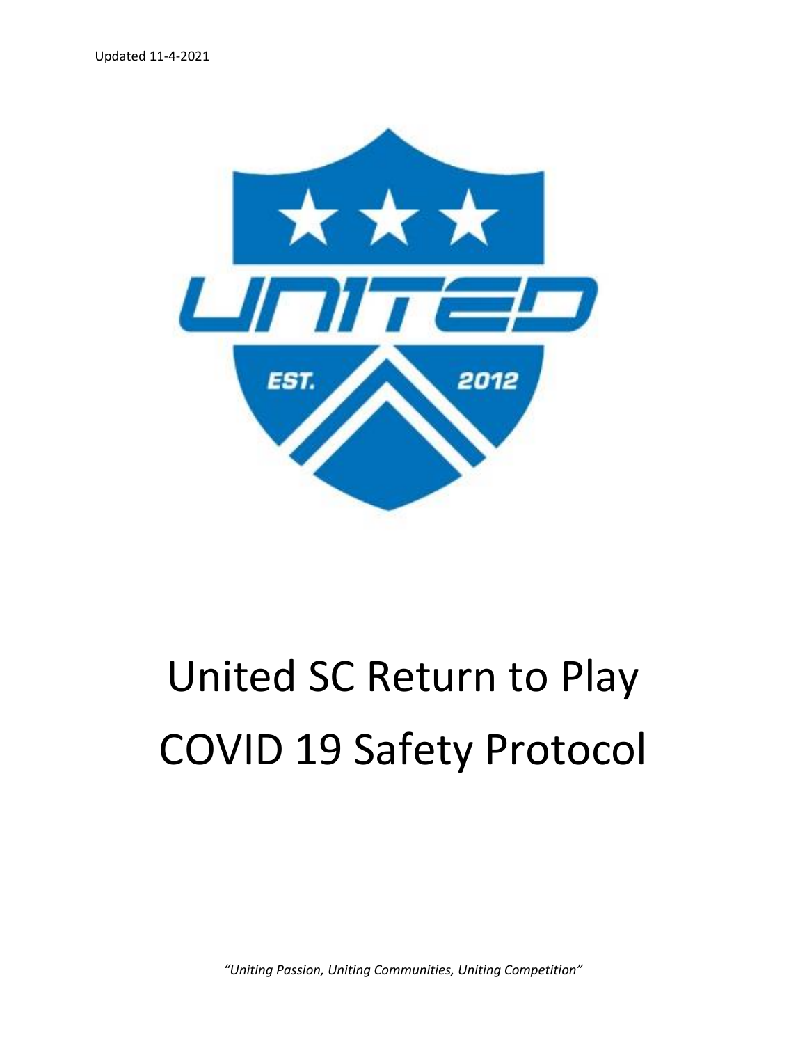Updated 11-4-2021

# United SC Return to Play COVID 19 Safety Protocol

*"Uniting Passion, Uniting Communities, Uniting Competition"*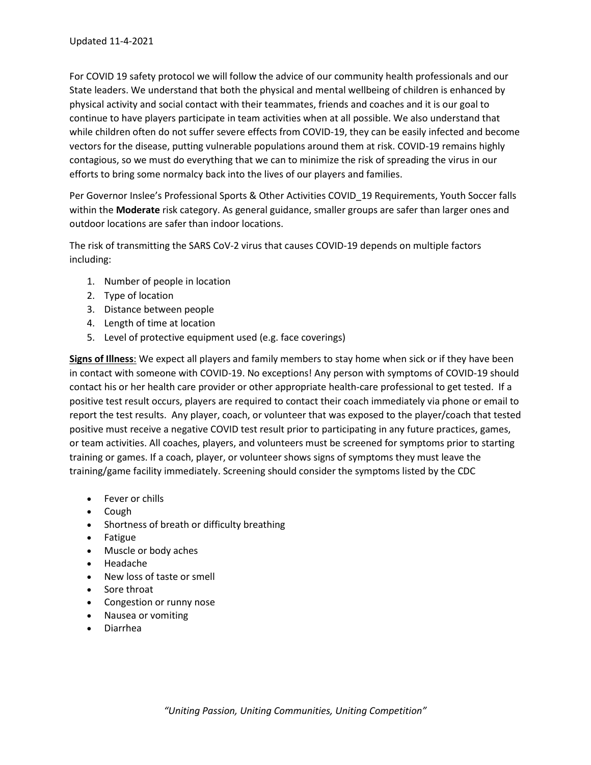Updated 11-4-2021

For COVID 19 safety protocol we will follow the advice of our community health professionals and our State leaders. We understand that both the physical and mental wellbeing of children is enhanced by physical activity and social contact with their teammates, friends and coaches and it is our goal to continue to have players participate in team activities when at all possible. We also understand that while children often do not suffer severe effects from COVID-19, they can be easily infected and become vectors for the disease, putting vulnerable populations around them at risk. COVID-19 remains highly contagious, so we must do everything that we can to minimize the risk of spreading the virus in our efforts to bring some normalcy back into the lives of our players and families.

Per Governor Inslee's Professional Sports & Other Activities COVID_19 Requirements, Youth Soccer falls within the **Moderate** risk category. As general guidance, smaller groups are safer than larger ones and outdoor locations are safer than indoor locations.

The risk of transmitting the SARS CoV-2 virus that causes COVID-19 depends on multiple factors including:

1. Number of people in location
2. Type of location
3. Distance between people
4. Length of time at location
5. Level of protective equipment used (e.g. face coverings)

**Signs of Illness**: We expect all players and family members to stay home when sick or if they have been in contact with someone with COVID-19. No exceptions! Any person with symptoms of COVID-19 should contact his or her health care provider or other appropriate health-care professional to get tested. If a positive test result occurs, players are required to contact their coach immediately via phone or email to report the test results. Any player, coach, or volunteer that was exposed to the player/coach that tested positive must receive a negative COVID test result prior to participating in any future practices, games, or team activities. All coaches, players, and volunteers must be screened for symptoms prior to starting training or games. If a coach, player, or volunteer shows signs of symptoms they must leave the training/game facility immediately. Screening should consider the symptoms listed by the CDC

- Fever or chills
- Cough
- Shortness of breath or difficulty breathing
- Fatigue
- Muscle or body aches
- Headache
- New loss of taste or smell
- Sore throat
- Congestion or runny nose
- Nausea or vomiting
- Diarrhea

*"Uniting Passion, Uniting Communities, Uniting Competition"*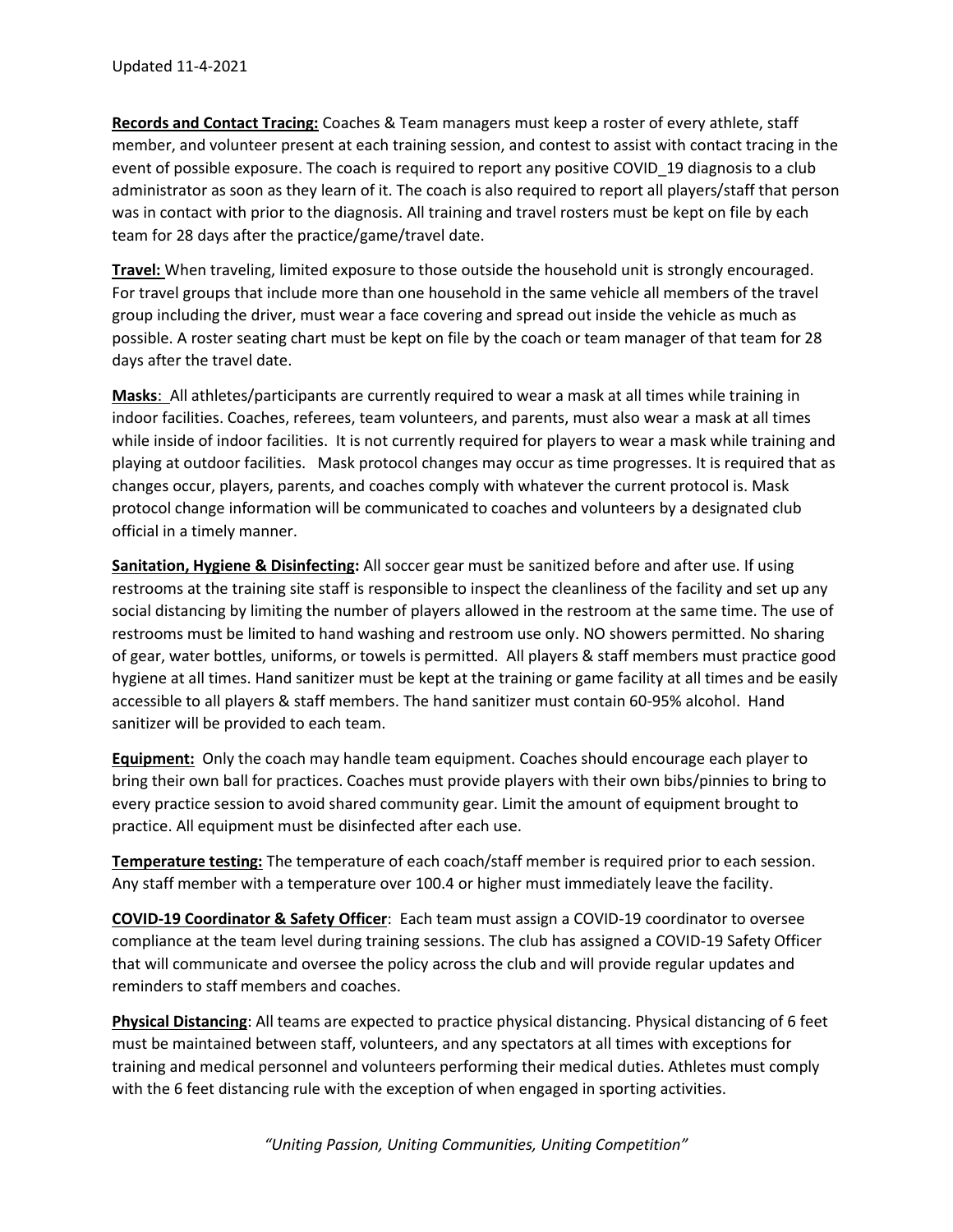Updated 11-4-2021

**Records and Contact Tracing:** Coaches & Team managers must keep a roster of every athlete, staff member, and volunteer present at each training session, and contest to assist with contact tracing in the event of possible exposure. The coach is required to report any positive COVID_19 diagnosis to a club administrator as soon as they learn of it. The coach is also required to report all players/staff that person was in contact with prior to the diagnosis. All training and travel rosters must be kept on file by each team for 28 days after the practice/game/travel date.

**Travel:** When traveling, limited exposure to those outside the household unit is strongly encouraged. For travel groups that include more than one household in the same vehicle all members of the travel group including the driver, must wear a face covering and spread out inside the vehicle as much as possible. A roster seating chart must be kept on file by the coach or team manager of that team for 28 days after the travel date.

**Masks**: All athletes/participants are currently required to wear a mask at all times while training in indoor facilities. Coaches, referees, team volunteers, and parents, must also wear a mask at all times while inside of indoor facilities. It is not currently required for players to wear a mask while training and playing at outdoor facilities. Mask protocol changes may occur as time progresses. It is required that as changes occur, players, parents, and coaches comply with whatever the current protocol is. Mask protocol change information will be communicated to coaches and volunteers by a designated club official in a timely manner.

**Sanitation, Hygiene & Disinfecting:** All soccer gear must be sanitized before and after use. If using restrooms at the training site staff is responsible to inspect the cleanliness of the facility and set up any social distancing by limiting the number of players allowed in the restroom at the same time. The use of restrooms must be limited to hand washing and restroom use only. NO showers permitted. No sharing of gear, water bottles, uniforms, or towels is permitted. All players & staff members must practice good hygiene at all times. Hand sanitizer must be kept at the training or game facility at all times and be easily accessible to all players & staff members. The hand sanitizer must contain 60-95% alcohol. Hand sanitizer will be provided to each team.

**Equipment:** Only the coach may handle team equipment. Coaches should encourage each player to bring their own ball for practices. Coaches must provide players with their own bibs/pinnies to bring to every practice session to avoid shared community gear. Limit the amount of equipment brought to practice. All equipment must be disinfected after each use.

**Temperature testing:** The temperature of each coach/staff member is required prior to each session. Any staff member with a temperature over 100.4 or higher must immediately leave the facility.

**COVID-19 Coordinator & Safety Officer**: Each team must assign a COVID-19 coordinator to oversee compliance at the team level during training sessions. The club has assigned a COVID-19 Safety Officer that will communicate and oversee the policy across the club and will provide regular updates and reminders to staff members and coaches.

**Physical Distancing**: All teams are expected to practice physical distancing. Physical distancing of 6 feet must be maintained between staff, volunteers, and any spectators at all times with exceptions for training and medical personnel and volunteers performing their medical duties. Athletes must comply with the 6 feet distancing rule with the exception of when engaged in sporting activities.

*"Uniting Passion, Uniting Communities, Uniting Competition"*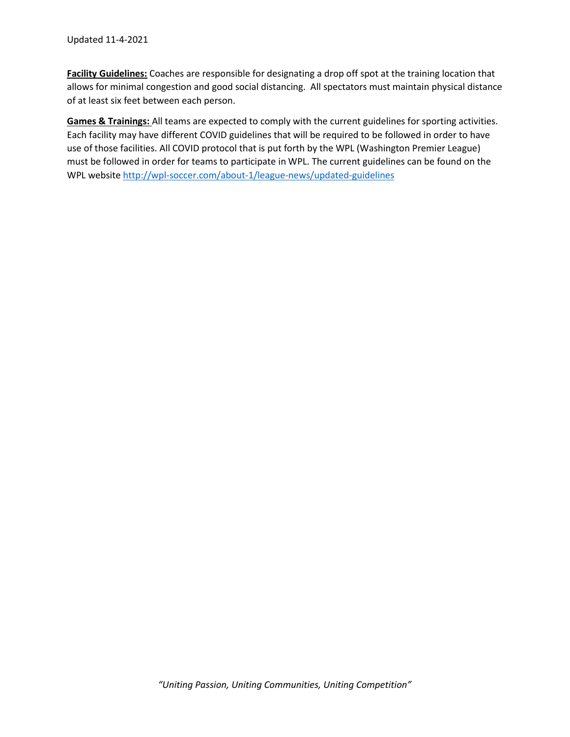Updated 11-4-2021

**Facility Guidelines:** Coaches are responsible for designating a drop off spot at the training location that allows for minimal congestion and good social distancing. All spectators must maintain physical distance of at least six feet between each person.

**Games & Trainings:** All teams are expected to comply with the current guidelines for sporting activities. Each facility may have different COVID guidelines that will be required to be followed in order to have use of those facilities. All COVID protocol that is put forth by the WPL (Washington Premier League) must be followed in order for teams to participate in WPL. The current guidelines can be found on the WPL website http://wpl-soccer.com/about-1/league-news/updated-guidelines

*"Uniting Passion, Uniting Communities, Uniting Competition"*